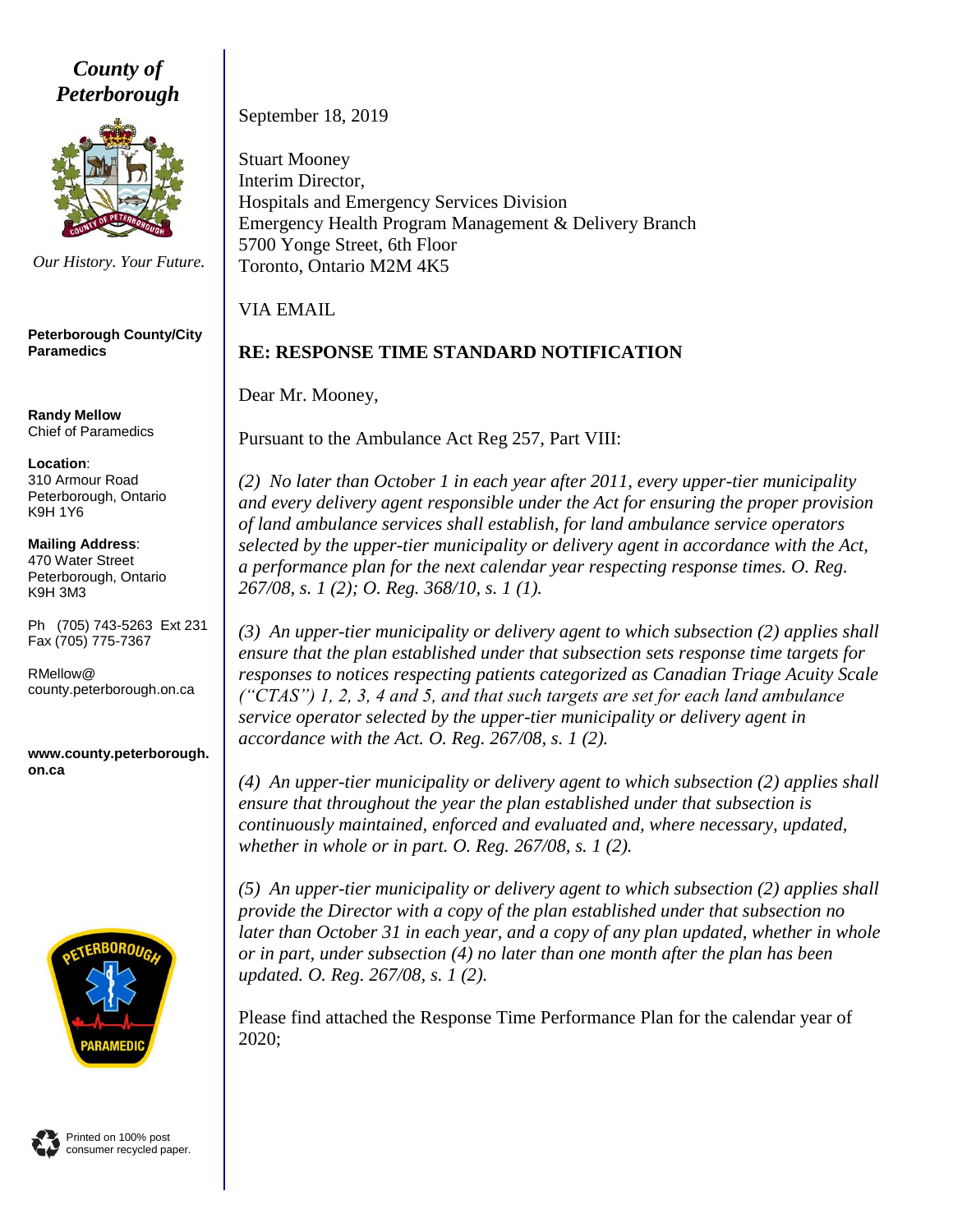**County of Peterborough**

*Our History. Your Future.*

**Peterborough County/City Paramedics**

**Randy Mellow**
Chief of Paramedics

**Location**:
310 Armour Road
Peterborough, Ontario
K9H 1Y6

**Mailing Address**:
470 Water Street
Peterborough, Ontario
K9H 3M3

Ph (705) 743-5263 Ext 231
Fax (705) 775-7367

RMellow@
county.peterborough.on.ca

**www.county.peterborough.on.ca**

Printed on 100% post consumer recycled paper.

September 18, 2019

Stuart Mooney
Interim Director,
Hospitals and Emergency Services Division
Emergency Health Program Management & Delivery Branch
5700 Yonge Street, 6th Floor
Toronto, Ontario M2M 4K5

VIA EMAIL

**RE: RESPONSE TIME STANDARD NOTIFICATION**

Dear Mr. Mooney,

Pursuant to the Ambulance Act Reg 257, Part VIII:

*(2) No later than October 1 in each year after 2011, every upper-tier municipality and every delivery agent responsible under the Act for ensuring the proper provision of land ambulance services shall establish, for land ambulance service operators selected by the upper-tier municipality or delivery agent in accordance with the Act, a performance plan for the next calendar year respecting response times. O. Reg. 267/08, s. 1 (2); O. Reg. 368/10, s. 1 (1).*

*(3) An upper-tier municipality or delivery agent to which subsection (2) applies shall ensure that the plan established under that subsection sets response time targets for responses to notices respecting patients categorized as Canadian Triage Acuity Scale ("CTAS") 1, 2, 3, 4 and 5, and that such targets are set for each land ambulance service operator selected by the upper-tier municipality or delivery agent in accordance with the Act. O. Reg. 267/08, s. 1 (2).*

*(4) An upper-tier municipality or delivery agent to which subsection (2) applies shall ensure that throughout the year the plan established under that subsection is continuously maintained, enforced and evaluated and, where necessary, updated, whether in whole or in part. O. Reg. 267/08, s. 1 (2).*

*(5) An upper-tier municipality or delivery agent to which subsection (2) applies shall provide the Director with a copy of the plan established under that subsection no later than October 31 in each year, and a copy of any plan updated, whether in whole or in part, under subsection (4) no later than one month after the plan has been updated. O. Reg. 267/08, s. 1 (2).*

Please find attached the Response Time Performance Plan for the calendar year of 2020;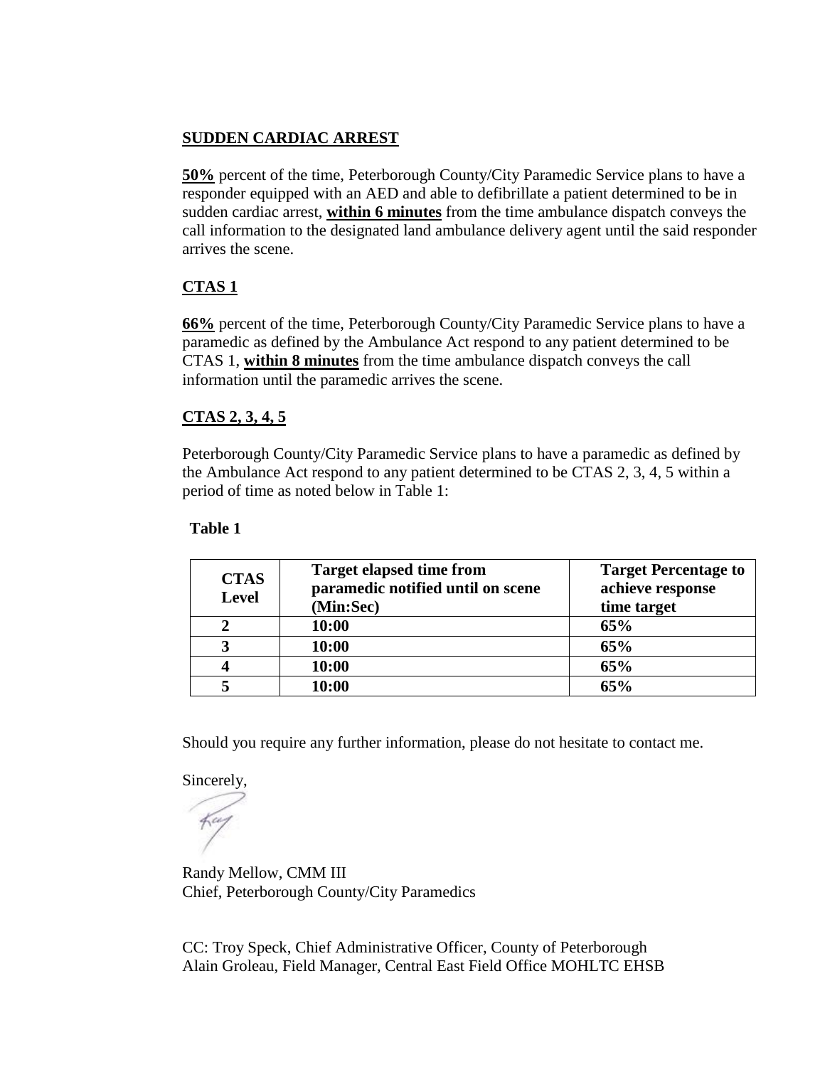**<u>SUDDEN CARDIAC ARREST</u>**

**<u>50%</u>** percent of the time, Peterborough County/City Paramedic Service plans to have a responder equipped with an AED and able to defibrillate a patient determined to be in sudden cardiac arrest, **<u>within 6 minutes</u>** from the time ambulance dispatch conveys the call information to the designated land ambulance delivery agent until the said responder arrives the scene.

**<u>CTAS 1</u>**

**<u>66%</u>** percent of the time, Peterborough County/City Paramedic Service plans to have a paramedic as defined by the Ambulance Act respond to any patient determined to be CTAS 1, **<u>within 8 minutes</u>** from the time ambulance dispatch conveys the call information until the paramedic arrives the scene.

**<u>CTAS 2, 3, 4, 5</u>**

Peterborough County/City Paramedic Service plans to have a paramedic as defined by the Ambulance Act respond to any patient determined to be CTAS 2, 3, 4, 5 within a period of time as noted below in Table 1:

**Table 1**

| CTAS Level | Target elapsed time from paramedic notified until on scene (Min:Sec) | Target Percentage to achieve response time target |
|---|---|---|
| 2 | 10:00 | 65% |
| 3 | 10:00 | 65% |
| 4 | 10:00 | 65% |
| 5 | 10:00 | 65% |

Should you require any further information, please do not hesitate to contact me.

Sincerely,

Randy Mellow, CMM III
Chief, Peterborough County/City Paramedics

CC: Troy Speck, Chief Administrative Officer, County of Peterborough
Alain Groleau, Field Manager, Central East Field Office MOHLTC EHSB